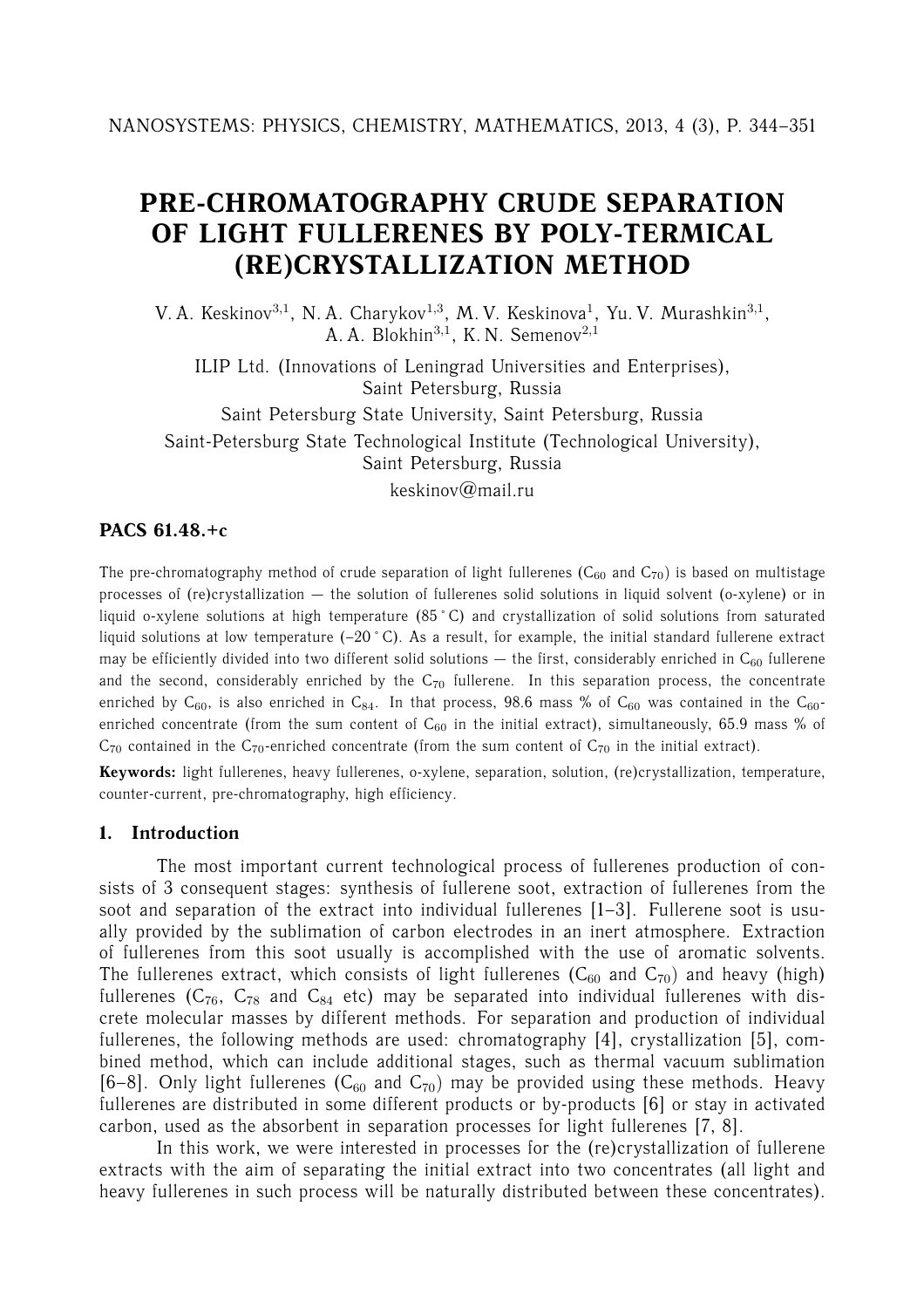# PRE-CHROMATOGRAPHY CRUDE SEPARATION OF LIGHT FULLERENES BY POLY-TERMICAL (RE)CRYSTALLIZATION METHOD

V. A. Keskinov[3,1], N. A. Charykov[1,3], M. V. Keskinova[1], Yu. V. Murashkin[3,1], A. A. Blokhin[3,1], K. N. Semenov[2,1]

ILIP Ltd. (Innovations of Leningrad Universities and Enterprises), Saint Petersburg, Russia

Saint Petersburg State University, Saint Petersburg, Russia

Saint-Petersburg State Technological Institute (Technological University), Saint Petersburg, Russia

keskinov@mail.ru

**PACS 61.48.+c**

The pre-chromatography method of crude separation of light fullerenes ($C_{60}$ and $C_{70}$) is based on multistage processes of (re)crystallization — the solution of fullerenes solid solutions in liquid solvent (o-xylene) or in liquid o-xylene solutions at high temperature (85 $^\circ$C) and crystallization of solid solutions from saturated liquid solutions at low temperature (–20 $^\circ$C). As a result, for example, the initial standard fullerene extract may be efficiently divided into two different solid solutions — the first, considerably enriched in $C_{60}$ fullerene and the second, considerably enriched by the $C_{70}$ fullerene. In this separation process, the concentrate enriched by $C_{60}$, is also enriched in $C_{84}$. In that process, 98.6 mass % of $C_{60}$ was contained in the $C_{60}$-enriched concentrate (from the sum content of $C_{60}$ in the initial extract), simultaneously, 65.9 mass % of $C_{70}$ contained in the $C_{70}$-enriched concentrate (from the sum content of $C_{70}$ in the initial extract).

**Keywords:** light fullerenes, heavy fullerenes, o-xylene, separation, solution, (re)crystallization, temperature, counter-current, pre-chromatography, high efficiency.

## 1. Introduction

The most important current technological process of fullerenes production of consists of 3 consequent stages: synthesis of fullerene soot, extraction of fullerenes from the soot and separation of the extract into individual fullerenes [1–3]. Fullerene soot is usually provided by the sublimation of carbon electrodes in an inert atmosphere. Extraction of fullerenes from this soot usually is accomplished with the use of aromatic solvents. The fullerenes extract, which consists of light fullerenes ($C_{60}$ and $C_{70}$) and heavy (high) fullerenes ($C_{76}$, $C_{78}$ and $C_{84}$ etc) may be separated into individual fullerenes with discrete molecular masses by different methods. For separation and production of individual fullerenes, the following methods are used: chromatography [4], crystallization [5], combined method, which can include additional stages, such as thermal vacuum sublimation [6–8]. Only light fullerenes ($C_{60}$ and $C_{70}$) may be provided using these methods. Heavy fullerenes are distributed in some different products or by-products [6] or stay in activated carbon, used as the absorbent in separation processes for light fullerenes [7, 8].

In this work, we were interested in processes for the (re)crystallization of fullerene extracts with the aim of separating the initial extract into two concentrates (all light and heavy fullerenes in such process will be naturally distributed between these concentrates).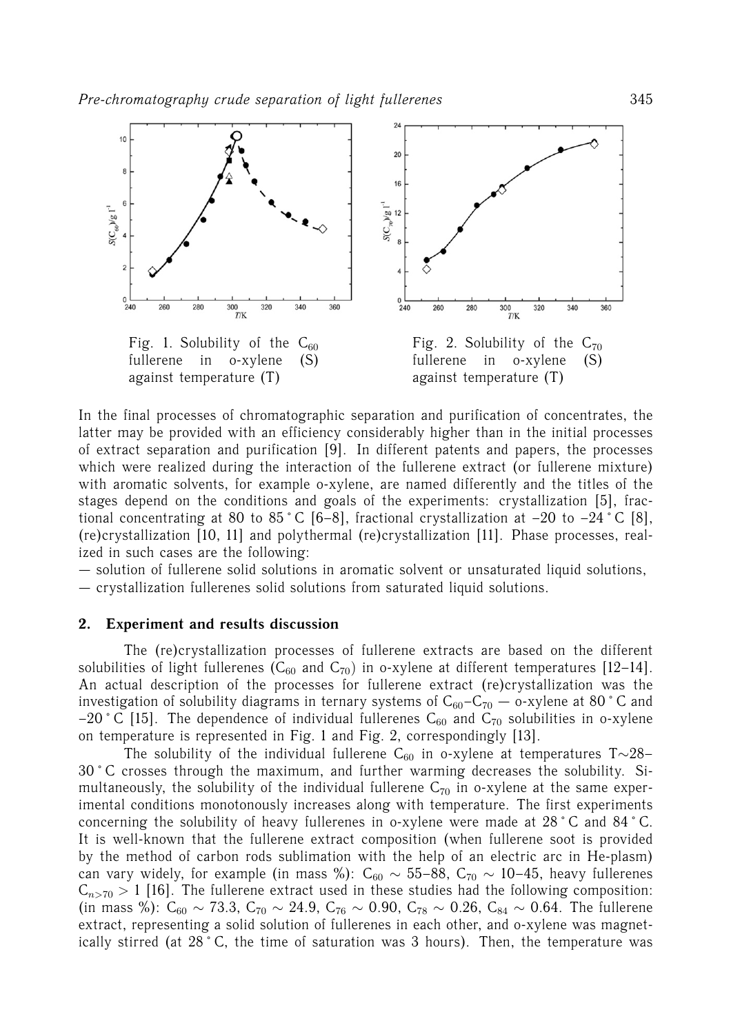Fig. 1. Solubility of the $C_{60}$ fullerene in o-xylene (S) against temperature (T)

Fig. 2. Solubility of the $C_{70}$ fullerene in o-xylene (S) against temperature (T)

In the final processes of chromatographic separation and purification of concentrates, the latter may be provided with an efficiency considerably higher than in the initial processes of extract separation and purification [9]. In different patents and papers, the processes which were realized during the interaction of the fullerene extract (or fullerene mixture) with aromatic solvents, for example o-xylene, are named differently and the titles of the stages depend on the conditions and goals of the experiments: crystallization [5], fractional concentrating at 80 to 85 °C [6–8], fractional crystallization at −20 to −24 °C [8], (re)crystallization [10, 11] and polythermal (re)crystallization [11]. Phase processes, realized in such cases are the following:

— solution of fullerene solid solutions in aromatic solvent or unsaturated liquid solutions,

— crystallization fullerenes solid solutions from saturated liquid solutions.

## 2. Experiment and results discussion

The (re)crystallization processes of fullerene extracts are based on the different solubilities of light fullerenes ($C_{60}$ and $C_{70}$) in o-xylene at different temperatures [12–14]. An actual description of the processes for fullerene extract (re)crystallization was the investigation of solubility diagrams in ternary systems of $C_{60}$–$C_{70}$ — o-xylene at 80 °C and −20 °C [15]. The dependence of individual fullerenes $C_{60}$ and $C_{70}$ solubilities in o-xylene on temperature is represented in Fig. 1 and Fig. 2, correspondingly [13].

The solubility of the individual fullerene $C_{60}$ in o-xylene at temperatures $T \sim 28$–$30$ °C crosses through the maximum, and further warming decreases the solubility. Simultaneously, the solubility of the individual fullerene $C_{70}$ in o-xylene at the same experimental conditions monotonously increases along with temperature. The first experiments concerning the solubility of heavy fullerenes in o-xylene were made at 28 °C and 84 °C. It is well-known that the fullerene extract composition (when fullerene soot is provided by the method of carbon rods sublimation with the help of an electric arc in He-plasm) can vary widely, for example (in mass %): $C_{60} \sim 55$–$88$, $C_{70} \sim 10$–$45$, heavy fullerenes $C_{n>70} > 1$ [16]. The fullerene extract used in these studies had the following composition: (in mass %): $C_{60} \sim 73.3$, $C_{70} \sim 24.9$, $C_{76} \sim 0.90$, $C_{78} \sim 0.26$, $C_{84} \sim 0.64$. The fullerene extract, representing a solid solution of fullerenes in each other, and o-xylene was magnetically stirred (at 28 °C, the time of saturation was 3 hours). Then, the temperature was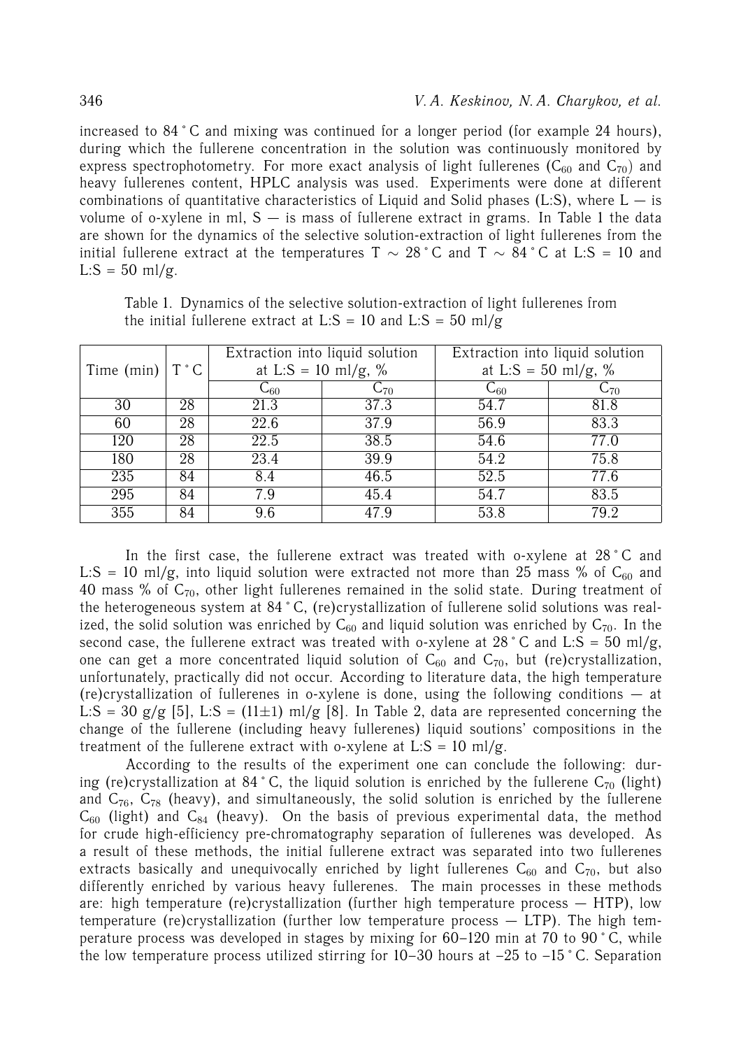increased to 84 °C and mixing was continued for a longer period (for example 24 hours), during which the fullerene concentration in the solution was continuously monitored by express spectrophotometry. For more exact analysis of light fullerenes ($C_{60}$ and $C_{70}$) and heavy fullerenes content, HPLC analysis was used. Experiments were done at different combinations of quantitative characteristics of Liquid and Solid phases (L:S), where L — is volume of o-xylene in ml, S — is mass of fullerene extract in grams. In Table 1 the data are shown for the dynamics of the selective solution-extraction of light fullerenes from the initial fullerene extract at the temperatures T ∼ 28 °C and T ∼ 84 °C at L:S = 10 and L:S = 50 ml/g.

Table 1. Dynamics of the selective solution-extraction of light fullerenes from the initial fullerene extract at L:S = 10 and L:S = 50 ml/g

| Time (min) | T °C | Extraction into liquid solution at L:S = 10 ml/g, % | | Extraction into liquid solution at L:S = 50 ml/g, % | |
|---|---|---|---|---|---|
| | | $C_{60}$ | $C_{70}$ | $C_{60}$ | $C_{70}$ |
| 30 | 28 | 21.3 | 37.3 | 54.7 | 81.8 |
| 60 | 28 | 22.6 | 37.9 | 56.9 | 83.3 |
| 120 | 28 | 22.5 | 38.5 | 54.6 | 77.0 |
| 180 | 28 | 23.4 | 39.9 | 54.2 | 75.8 |
| 235 | 84 | 8.4 | 46.5 | 52.5 | 77.6 |
| 295 | 84 | 7.9 | 45.4 | 54.7 | 83.5 |
| 355 | 84 | 9.6 | 47.9 | 53.8 | 79.2 |

In the first case, the fullerene extract was treated with o-xylene at 28 °C and L:S = 10 ml/g, into liquid solution were extracted not more than 25 mass % of $C_{60}$ and 40 mass % of $C_{70}$, other light fullerenes remained in the solid state. During treatment of the heterogeneous system at 84 °C, (re)crystallization of fullerene solid solutions was realized, the solid solution was enriched by $C_{60}$ and liquid solution was enriched by $C_{70}$. In the second case, the fullerene extract was treated with o-xylene at 28 °C and L:S = 50 ml/g, one can get a more concentrated liquid solution of $C_{60}$ and $C_{70}$, but (re)crystallization, unfortunately, practically did not occur. According to literature data, the high temperature (re)crystallization of fullerenes in o-xylene is done, using the following conditions — at L:S = 30 g/g [5], L:S = (11±1) ml/g [8]. In Table 2, data are represented concerning the change of the fullerene (including heavy fullerenes) liquid soutions' compositions in the treatment of the fullerene extract with o-xylene at L:S = 10 ml/g.

According to the results of the experiment one can conclude the following: during (re)crystallization at 84 °C, the liquid solution is enriched by the fullerene $C_{70}$ (light) and $C_{76}$, $C_{78}$ (heavy), and simultaneously, the solid solution is enriched by the fullerene $C_{60}$ (light) and $C_{84}$ (heavy). On the basis of previous experimental data, the method for crude high-efficiency pre-chromatography separation of fullerenes was developed. As a result of these methods, the initial fullerene extract was separated into two fullerenes extracts basically and unequivocally enriched by light fullerenes $C_{60}$ and $C_{70}$, but also differently enriched by various heavy fullerenes. The main processes in these methods are: high temperature (re)crystallization (further high temperature process — HTP), low temperature (re)crystallization (further low temperature process — LTP). The high temperature process was developed in stages by mixing for 60–120 min at 70 to 90 °C, while the low temperature process utilized stirring for 10–30 hours at −25 to −15 °C. Separation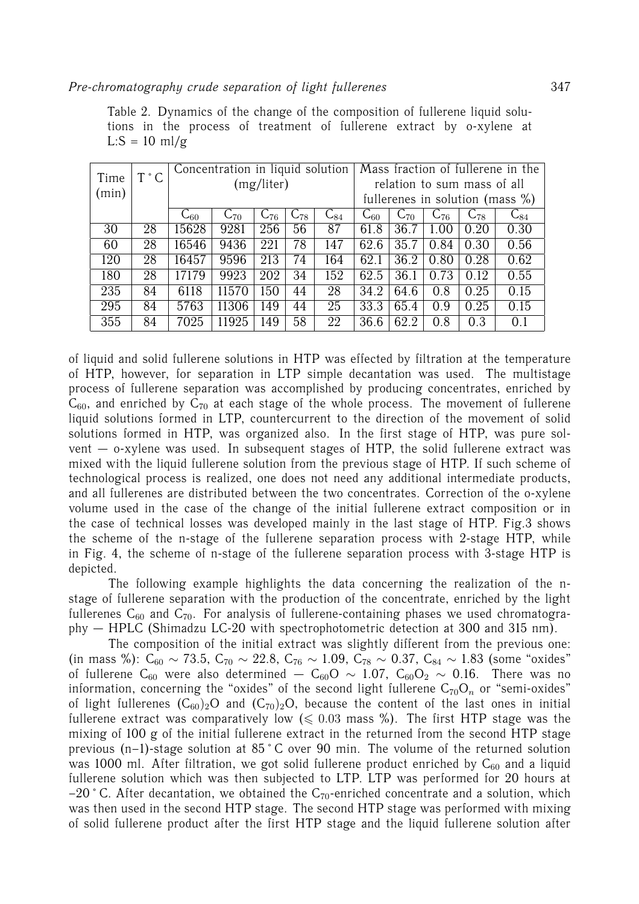Table 2. Dynamics of the change of the composition of fullerene liquid solutions in the process of treatment of fullerene extract by o-xylene at L:S = 10 ml/g

| Time (min) | T °C | Concentration in liquid solution (mg/liter) | | | | | Mass fraction of fullerene in the relation to sum mass of all fullerenes in solution (mass %) | | | | |
|---|---|---|---|---|---|---|---|---|---|---|---|
| | | $C_{60}$ | $C_{70}$ | $C_{76}$ | $C_{78}$ | $C_{84}$ | $C_{60}$ | $C_{70}$ | $C_{76}$ | $C_{78}$ | $C_{84}$ |
| 30 | 28 | 15628 | 9281 | 256 | 56 | 87 | 61.8 | 36.7 | 1.00 | 0.20 | 0.30 |
| 60 | 28 | 16546 | 9436 | 221 | 78 | 147 | 62.6 | 35.7 | 0.84 | 0.30 | 0.56 |
| 120 | 28 | 16457 | 9596 | 213 | 74 | 164 | 62.1 | 36.2 | 0.80 | 0.28 | 0.62 |
| 180 | 28 | 17179 | 9923 | 202 | 34 | 152 | 62.5 | 36.1 | 0.73 | 0.12 | 0.55 |
| 235 | 84 | 6118 | 11570 | 150 | 44 | 28 | 34.2 | 64.6 | 0.8 | 0.25 | 0.15 |
| 295 | 84 | 5763 | 11306 | 149 | 44 | 25 | 33.3 | 65.4 | 0.9 | 0.25 | 0.15 |
| 355 | 84 | 7025 | 11925 | 149 | 58 | 22 | 36.6 | 62.2 | 0.8 | 0.3 | 0.1 |

of liquid and solid fullerene solutions in HTP was effected by filtration at the temperature of HTP, however, for separation in LTP simple decantation was used. The multistage process of fullerene separation was accomplished by producing concentrates, enriched by $C_{60}$, and enriched by $C_{70}$ at each stage of the whole process. The movement of fullerene liquid solutions formed in LTP, countercurrent to the direction of the movement of solid solutions formed in HTP, was organized also. In the first stage of HTP, was pure solvent — o-xylene was used. In subsequent stages of HTP, the solid fullerene extract was mixed with the liquid fullerene solution from the previous stage of HTP. If such scheme of technological process is realized, one does not need any additional intermediate products, and all fullerenes are distributed between the two concentrates. Correction of the o-xylene volume used in the case of the change of the initial fullerene extract composition or in the case of technical losses was developed mainly in the last stage of HTP. Fig.3 shows the scheme of the n-stage of the fullerene separation process with 2-stage HTP, while in Fig. 4, the scheme of n-stage of the fullerene separation process with 3-stage HTP is depicted.

The following example highlights the data concerning the realization of the n-stage of fullerene separation with the production of the concentrate, enriched by the light fullerenes $C_{60}$ and $C_{70}$. For analysis of fullerene-containing phases we used chromatography — HPLC (Shimadzu LC-20 with spectrophotometric detection at 300 and 315 nm).

The composition of the initial extract was slightly different from the previous one: (in mass %): $C_{60} \sim 73.5$, $C_{70} \sim 22.8$, $C_{76} \sim 1.09$, $C_{78} \sim 0.37$, $C_{84} \sim 1.83$ (some "oxides" of fullerene $C_{60}$ were also determined — $C_{60}O \sim 1.07$, $C_{60}O_2 \sim 0.16$. There was no information, concerning the "oxides" of the second light fullerene $C_{70}O_n$ or "semi-oxides" of light fullerenes $(C_{60})_2O$ and $(C_{70})_2O$, because the content of the last ones in initial fullerene extract was comparatively low ($\leqslant 0.03$ mass %). The first HTP stage was the mixing of 100 g of the initial fullerene extract in the returned from the second HTP stage previous (n–1)-stage solution at 85 °C over 90 min. The volume of the returned solution was 1000 ml. After filtration, we got solid fullerene product enriched by $C_{60}$ and a liquid fullerene solution which was then subjected to LTP. LTP was performed for 20 hours at –20 °C. After decantation, we obtained the $C_{70}$-enriched concentrate and a solution, which was then used in the second HTP stage. The second HTP stage was performed with mixing of solid fullerene product after the first HTP stage and the liquid fullerene solution after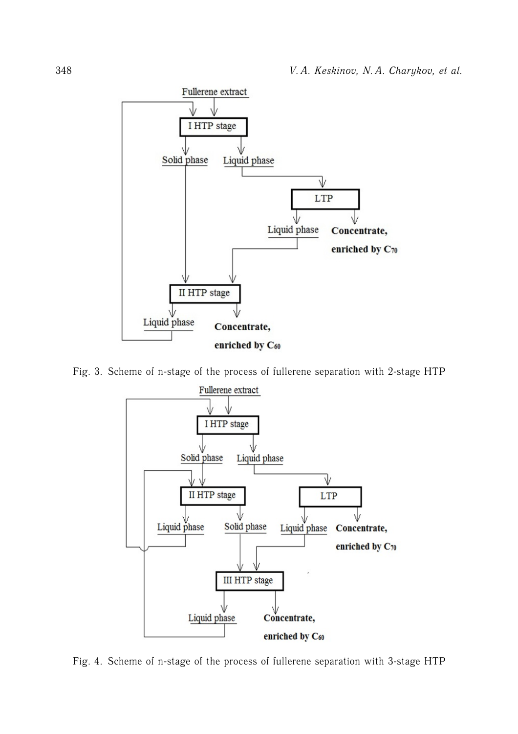Fig. 3. Scheme of n-stage of the process of fullerene separation with 2-stage HTP

Fig. 4. Scheme of n-stage of the process of fullerene separation with 3-stage HTP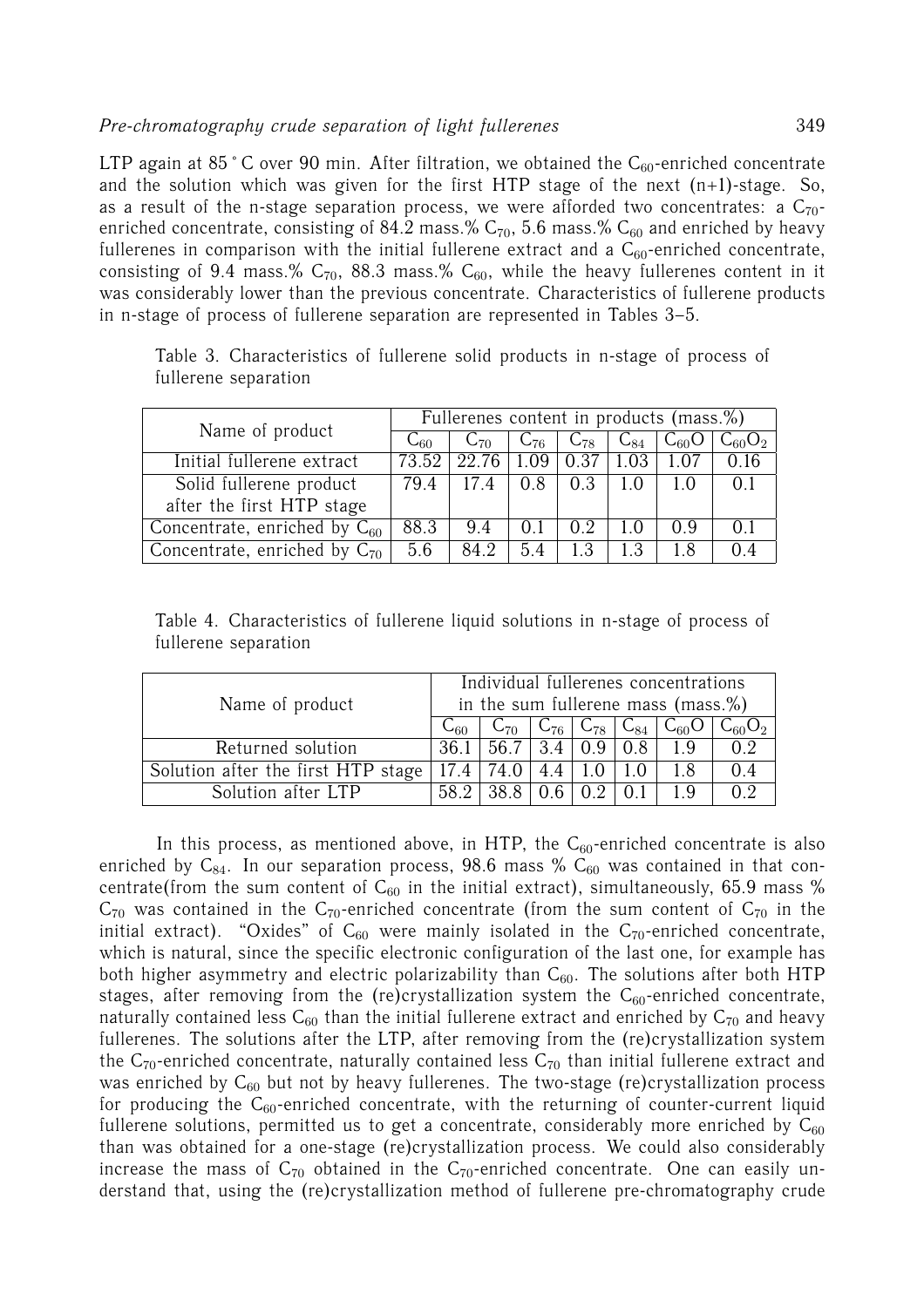LTP again at 85 °C over 90 min. After filtration, we obtained the $C_{60}$-enriched concentrate and the solution which was given for the first HTP stage of the next (n+1)-stage. So, as a result of the n-stage separation process, we were afforded two concentrates: a $C_{70}$-enriched concentrate, consisting of 84.2 mass.% $C_{70}$, 5.6 mass.% $C_{60}$ and enriched by heavy fullerenes in comparison with the initial fullerene extract and a $C_{60}$-enriched concentrate, consisting of 9.4 mass.% $C_{70}$, 88.3 mass.% $C_{60}$, while the heavy fullerenes content in it was considerably lower than the previous concentrate. Characteristics of fullerene products in n-stage of process of fullerene separation are represented in Tables 3–5.

Table 3. Characteristics of fullerene solid products in n-stage of process of fullerene separation

| Name of product | Fullerenes content in products (mass.%) | | | | | | |
|---|---|---|---|---|---|---|---|
| | $C_{60}$ | $C_{70}$ | $C_{76}$ | $C_{78}$ | $C_{84}$ | $C_{60}O$ | $C_{60}O_2$ |
| Initial fullerene extract | 73.52 | 22.76 | 1.09 | 0.37 | 1.03 | 1.07 | 0.16 |
| Solid fullerene product after the first HTP stage | 79.4 | 17.4 | 0.8 | 0.3 | 1.0 | 1.0 | 0.1 |
| Concentrate, enriched by $C_{60}$ | 88.3 | 9.4 | 0.1 | 0.2 | 1.0 | 0.9 | 0.1 |
| Concentrate, enriched by $C_{70}$ | 5.6 | 84.2 | 5.4 | 1.3 | 1.3 | 1.8 | 0.4 |

Table 4. Characteristics of fullerene liquid solutions in n-stage of process of fullerene separation

| Name of product | Individual fullerenes concentrations in the sum fullerene mass (mass.%) | | | | | | |
|---|---|---|---|---|---|---|---|
| | $C_{60}$ | $C_{70}$ | $C_{76}$ | $C_{78}$ | $C_{84}$ | $C_{60}O$ | $C_{60}O_2$ |
| Returned solution | 36.1 | 56.7 | 3.4 | 0.9 | 0.8 | 1.9 | 0.2 |
| Solution after the first HTP stage | 17.4 | 74.0 | 4.4 | 1.0 | 1.0 | 1.8 | 0.4 |
| Solution after LTP | 58.2 | 38.8 | 0.6 | 0.2 | 0.1 | 1.9 | 0.2 |

In this process, as mentioned above, in HTP, the $C_{60}$-enriched concentrate is also enriched by $C_{84}$. In our separation process, 98.6 mass % $C_{60}$ was contained in that concentrate(from the sum content of $C_{60}$ in the initial extract), simultaneously, 65.9 mass % $C_{70}$ was contained in the $C_{70}$-enriched concentrate (from the sum content of $C_{70}$ in the initial extract). "Oxides" of $C_{60}$ were mainly isolated in the $C_{70}$-enriched concentrate, which is natural, since the specific electronic configuration of the last one, for example has both higher asymmetry and electric polarizability than $C_{60}$. The solutions after both HTP stages, after removing from the (re)crystallization system the $C_{60}$-enriched concentrate, naturally contained less $C_{60}$ than the initial fullerene extract and enriched by $C_{70}$ and heavy fullerenes. The solutions after the LTP, after removing from the (re)crystallization system the $C_{70}$-enriched concentrate, naturally contained less $C_{70}$ than initial fullerene extract and was enriched by $C_{60}$ but not by heavy fullerenes. The two-stage (re)crystallization process for producing the $C_{60}$-enriched concentrate, with the returning of counter-current liquid fullerene solutions, permitted us to get a concentrate, considerably more enriched by $C_{60}$ than was obtained for a one-stage (re)crystallization process. We could also considerably increase the mass of $C_{70}$ obtained in the $C_{70}$-enriched concentrate. One can easily understand that, using the (re)crystallization method of fullerene pre-chromatography crude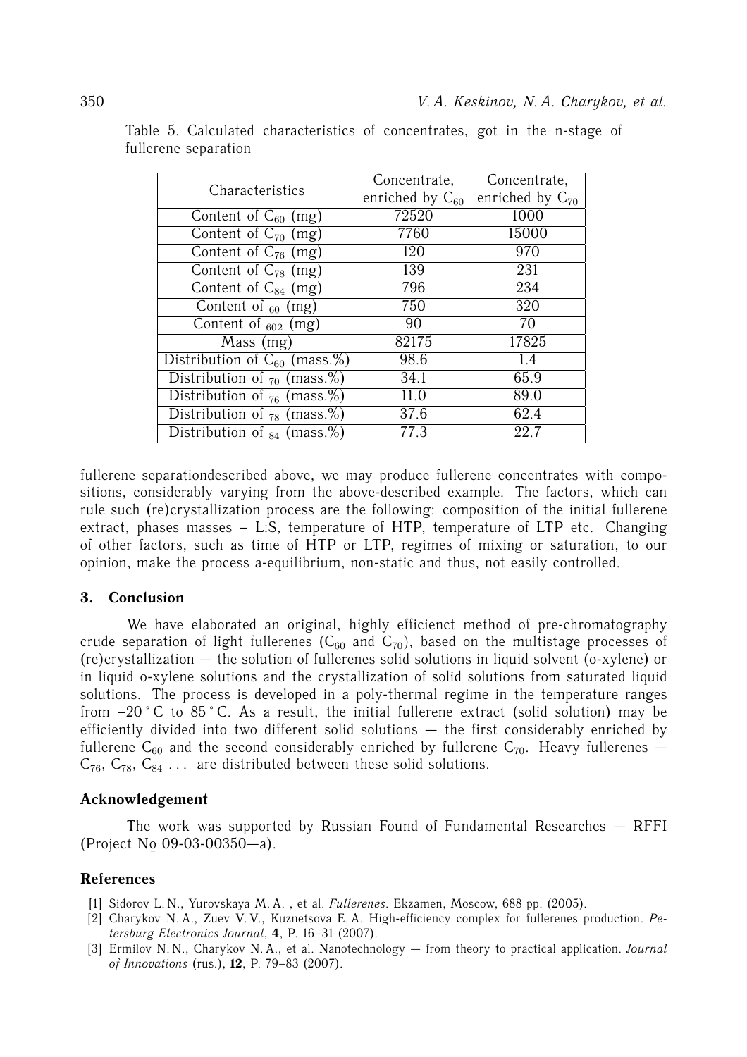Table 5. Calculated characteristics of concentrates, got in the n-stage of fullerene separation

| Characteristics | Concentrate, enriched by $C_{60}$ | Concentrate, enriched by $C_{70}$ |
|---|---|---|
| Content of $C_{60}$ (mg) | 72520 | 1000 |
| Content of $C_{70}$ (mg) | 7760 | 15000 |
| Content of $C_{76}$ (mg) | 120 | 970 |
| Content of $C_{78}$ (mg) | 139 | 231 |
| Content of $C_{84}$ (mg) | 796 | 234 |
| Content of $_{60}$ (mg) | 750 | 320 |
| Content of $_{602}$ (mg) | 90 | 70 |
| Mass (mg) | 82175 | 17825 |
| Distribution of $C_{60}$ (mass.%) | 98.6 | 1.4 |
| Distribution of $_{70}$ (mass.%) | 34.1 | 65.9 |
| Distribution of $_{76}$ (mass.%) | 11.0 | 89.0 |
| Distribution of $_{78}$ (mass.%) | 37.6 | 62.4 |
| Distribution of $_{84}$ (mass.%) | 77.3 | 22.7 |

fullerene separationdescribed above, we may produce fullerene concentrates with compositions, considerably varying from the above-described example. The factors, which can rule such (re)crystallization process are the following: composition of the initial fullerene extract, phases masses – L:S, temperature of HTP, temperature of LTP etc. Changing of other factors, such as time of HTP or LTP, regimes of mixing or saturation, to our opinion, make the process a-equilibrium, non-static and thus, not easily controlled.

## 3. Conclusion

We have elaborated an original, highly efficienct method of pre-chromatography crude separation of light fullerenes ($C_{60}$ and $C_{70}$), based on the multistage processes of (re)crystallization — the solution of fullerenes solid solutions in liquid solvent (o-xylene) or in liquid o-xylene solutions and the crystallization of solid solutions from saturated liquid solutions. The process is developed in a poly-thermal regime in the temperature ranges from $-20\,^{\circ}$C to $85\,^{\circ}$C. As a result, the initial fullerene extract (solid solution) may be efficiently divided into two different solid solutions — the first considerably enriched by fullerene $C_{60}$ and the second considerably enriched by fullerene $C_{70}$. Heavy fullerenes — $C_{76}$, $C_{78}$, $C_{84}$ ... are distributed between these solid solutions.

### Acknowledgement

The work was supported by Russian Found of Fundamental Researches — RFFI (Project № 09-03-00350—a).

### References

[1] Sidorov L. N., Yurovskaya M. A. , et al. *Fullerenes*. Ekzamen, Moscow, 688 pp. (2005).

[2] Charykov N. A., Zuev V. V., Kuznetsova E. A. High-efficiency complex for fullerenes production. *Petersburg Electronics Journal*, **4**, P. 16–31 (2007).

[3] Ermilov N. N., Charykov N. A., et al. Nanotechnology — from theory to practical application. *Journal of Innovations* (rus.), **12**, P. 79–83 (2007).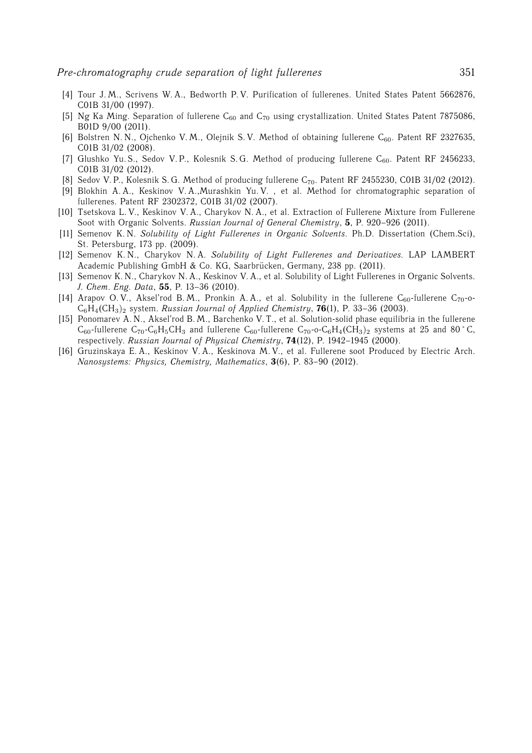[4] Tour J. M., Scrivens W. A., Bedworth P. V. Purification of fullerenes. United States Patent 5662876, C01B 31/00 (1997).

[5] Ng Ka Ming. Separation of fullerene $C_{60}$ and $C_{70}$ using crystallization. United States Patent 7875086, B01D 9/00 (2011).

[6] Bolstren N. N., Ojchenko V. M., Olejnik S. V. Method of obtaining fullerene $C_{60}$. Patent RF 2327635, C01B 31/02 (2008).

[7] Glushko Yu. S., Sedov V. P., Kolesnik S. G. Method of producing fullerene $C_{60}$. Patent RF 2456233, C01B 31/02 (2012).

[8] Sedov V. P., Kolesnik S. G. Method of producing fullerene $C_{70}$. Patent RF 2455230, C01B 31/02 (2012).

[9] Blokhin A. A., Keskinov V. A.,Murashkin Yu. V. , et al. Method for chromatographic separation of fullerenes. Patent RF 2302372, C01B 31/02 (2007).

[10] Tsetskova L. V., Keskinov V. A., Charykov N. A., et al. Extraction of Fullerene Mixture from Fullerene Soot with Organic Solvents. *Russian Journal of General Chemistry*, **5**, P. 920–926 (2011).

[11] Semenov K. N. *Solubility of Light Fullerenes in Organic Solvents*. Ph.D. Dissertation (Chem.Sci), St. Petersburg, 173 pp. (2009).

[12] Semenov K. N., Charykov N. A. *Solubility of Light Fullerenes and Derivatives*. LAP LAMBERT Academic Publishing GmbH & Co. KG, Saarbrücken, Germany, 238 pp. (2011).

[13] Semenov K. N., Charykov N. A., Keskinov V. A., et al. Solubility of Light Fullerenes in Organic Solvents. *J. Chem. Eng. Data*, **55**, P. 13–36 (2010).

[14] Arapov O. V., Aksel'rod B. M., Pronkin A. A., et al. Solubility in the fullerene $C_{60}$-fullerene $C_{70}$-o-$C_6H_4(CH_3)_2$ system. *Russian Journal of Applied Chemistry*, **76**(1), P. 33–36 (2003).

[15] Ponomarev A. N., Aksel'rod B. M., Barchenko V. T., et al. Solution-solid phase equilibria in the fullerene $C_{60}$-fullerene $C_{70}$-$C_6H_5CH_3$ and fullerene $C_{60}$-fullerene $C_{70}$-o-$C_6H_4(CH_3)_2$ systems at 25 and 80 °C, respectively. *Russian Journal of Physical Chemistry*, **74**(12), P. 1942–1945 (2000).

[16] Gruzinskaya E. A., Keskinov V. A., Keskinova M. V., et al. Fullerene soot Produced by Electric Arch. *Nanosystems: Physics, Chemistry, Mathematics*, **3**(6), P. 83–90 (2012).